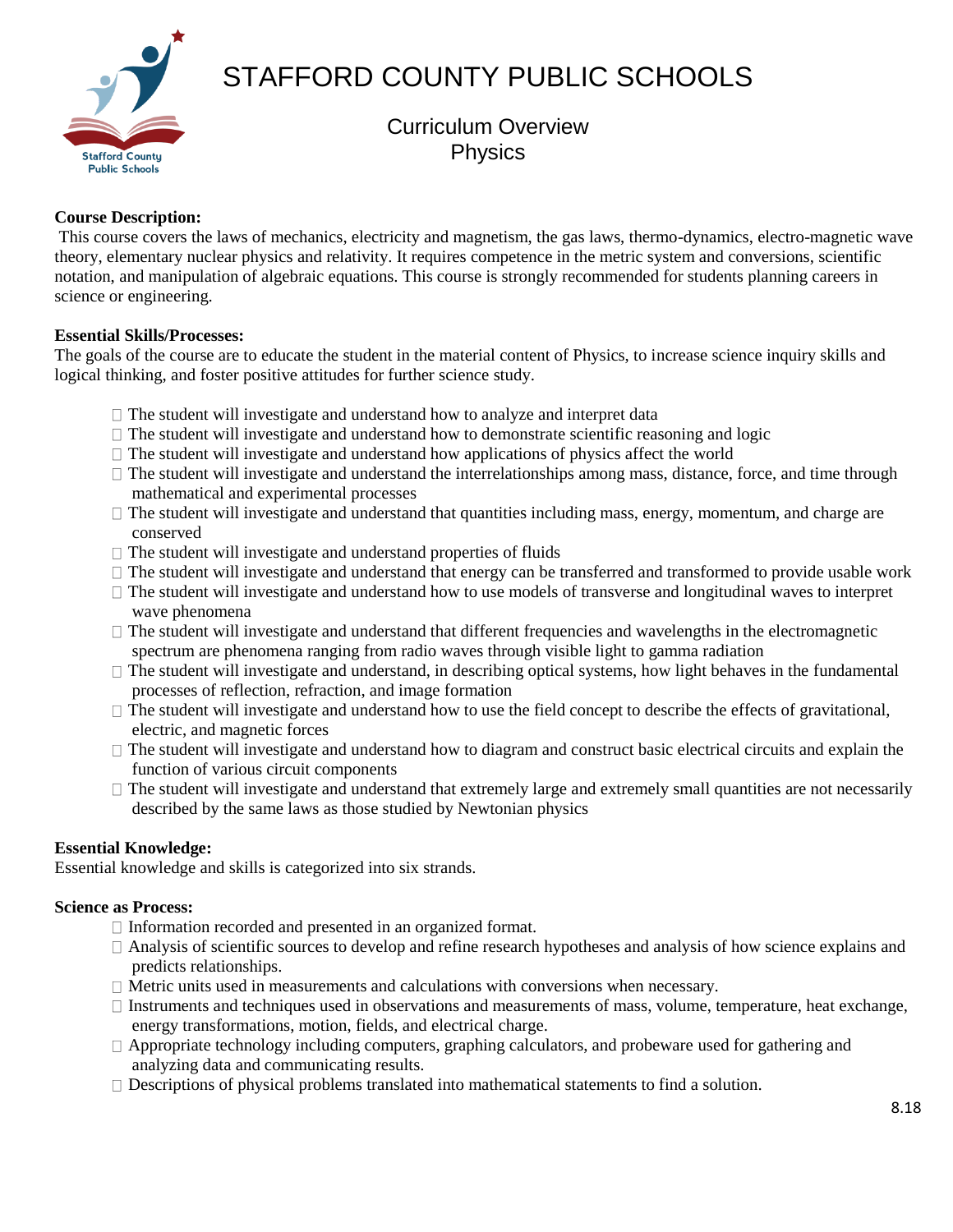# STAFFORD COUNTY PUBLIC SCHOOLS

## Curriculum Overview
## Physics

**Course Description:**

This course covers the laws of mechanics, electricity and magnetism, the gas laws, thermo-dynamics, electro-magnetic wave theory, elementary nuclear physics and relativity. It requires competence in the metric system and conversions, scientific notation, and manipulation of algebraic equations. This course is strongly recommended for students planning careers in science or engineering.

**Essential Skills/Processes:**

The goals of the course are to educate the student in the material content of Physics, to increase science inquiry skills and logical thinking, and foster positive attitudes for further science study.

- The student will investigate and understand how to analyze and interpret data
- The student will investigate and understand how to demonstrate scientific reasoning and logic
- The student will investigate and understand how applications of physics affect the world
- The student will investigate and understand the interrelationships among mass, distance, force, and time through mathematical and experimental processes
- The student will investigate and understand that quantities including mass, energy, momentum, and charge are conserved
- The student will investigate and understand properties of fluids
- The student will investigate and understand that energy can be transferred and transformed to provide usable work
- The student will investigate and understand how to use models of transverse and longitudinal waves to interpret wave phenomena
- The student will investigate and understand that different frequencies and wavelengths in the electromagnetic spectrum are phenomena ranging from radio waves through visible light to gamma radiation
- The student will investigate and understand, in describing optical systems, how light behaves in the fundamental processes of reflection, refraction, and image formation
- The student will investigate and understand how to use the field concept to describe the effects of gravitational, electric, and magnetic forces
- The student will investigate and understand how to diagram and construct basic electrical circuits and explain the function of various circuit components
- The student will investigate and understand that extremely large and extremely small quantities are not necessarily described by the same laws as those studied by Newtonian physics

**Essential Knowledge:**

Essential knowledge and skills is categorized into six strands.

**Science as Process:**

- Information recorded and presented in an organized format.
- Analysis of scientific sources to develop and refine research hypotheses and analysis of how science explains and predicts relationships.
- Metric units used in measurements and calculations with conversions when necessary.
- Instruments and techniques used in observations and measurements of mass, volume, temperature, heat exchange, energy transformations, motion, fields, and electrical charge.
- Appropriate technology including computers, graphing calculators, and probeware used for gathering and analyzing data and communicating results.
- Descriptions of physical problems translated into mathematical statements to find a solution.

8.18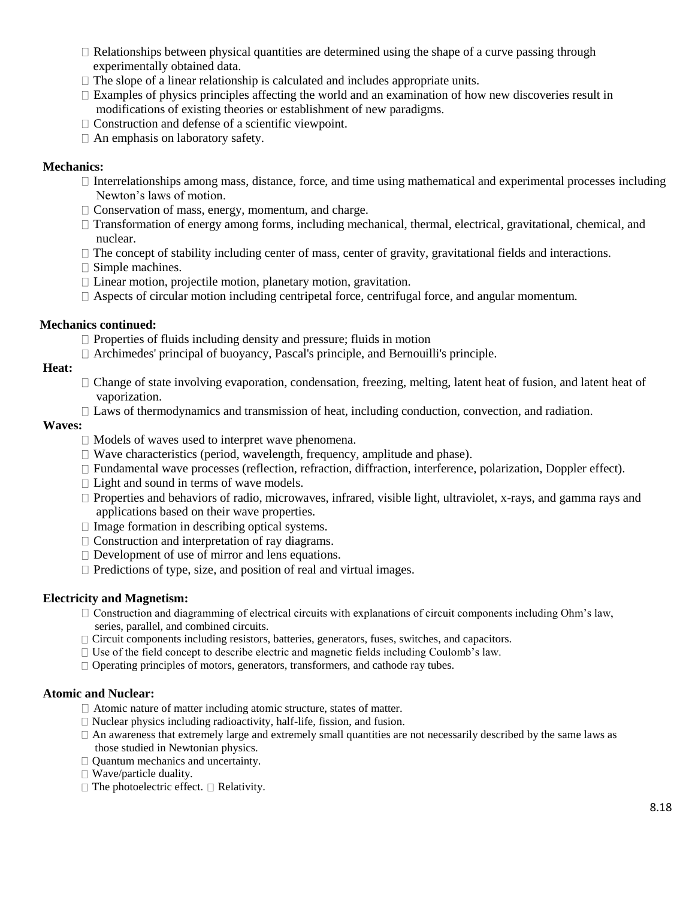- Relationships between physical quantities are determined using the shape of a curve passing through experimentally obtained data.
- The slope of a linear relationship is calculated and includes appropriate units.
- Examples of physics principles affecting the world and an examination of how new discoveries result in modifications of existing theories or establishment of new paradigms.
- Construction and defense of a scientific viewpoint.
- An emphasis on laboratory safety.

**Mechanics:**

- Interrelationships among mass, distance, force, and time using mathematical and experimental processes including Newton's laws of motion.
- Conservation of mass, energy, momentum, and charge.
- Transformation of energy among forms, including mechanical, thermal, electrical, gravitational, chemical, and nuclear.
- The concept of stability including center of mass, center of gravity, gravitational fields and interactions.
- Simple machines.
- Linear motion, projectile motion, planetary motion, gravitation.
- Aspects of circular motion including centripetal force, centrifugal force, and angular momentum.

**Mechanics continued:**

- Properties of fluids including density and pressure; fluids in motion
- Archimedes' principal of buoyancy, Pascal's principle, and Bernouilli's principle.

**Heat:**

- Change of state involving evaporation, condensation, freezing, melting, latent heat of fusion, and latent heat of vaporization.
- Laws of thermodynamics and transmission of heat, including conduction, convection, and radiation.

**Waves:**

- Models of waves used to interpret wave phenomena.
- Wave characteristics (period, wavelength, frequency, amplitude and phase).
- Fundamental wave processes (reflection, refraction, diffraction, interference, polarization, Doppler effect).
- Light and sound in terms of wave models.
- Properties and behaviors of radio, microwaves, infrared, visible light, ultraviolet, x-rays, and gamma rays and applications based on their wave properties.
- Image formation in describing optical systems.
- Construction and interpretation of ray diagrams.
- Development of use of mirror and lens equations.
- Predictions of type, size, and position of real and virtual images.

**Electricity and Magnetism:**

- Construction and diagramming of electrical circuits with explanations of circuit components including Ohm's law, series, parallel, and combined circuits.
- Circuit components including resistors, batteries, generators, fuses, switches, and capacitors.
- Use of the field concept to describe electric and magnetic fields including Coulomb's law.
- Operating principles of motors, generators, transformers, and cathode ray tubes.

**Atomic and Nuclear:**

- Atomic nature of matter including atomic structure, states of matter.
- Nuclear physics including radioactivity, half-life, fission, and fusion.
- An awareness that extremely large and extremely small quantities are not necessarily described by the same laws as those studied in Newtonian physics.
- Quantum mechanics and uncertainty.
- Wave/particle duality.
- The photoelectric effect.
- Relativity.